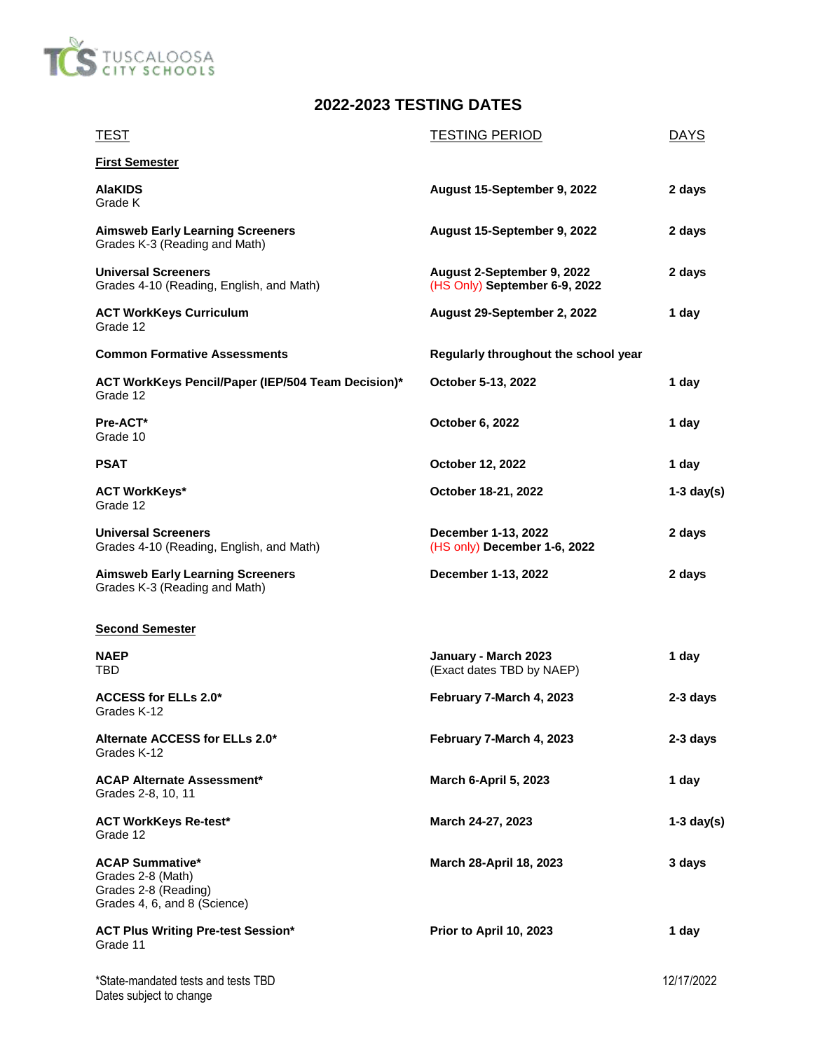TUSCALOOSA CITY SCHOOLS

# 2022-2023 TESTING DATES

| TEST | TESTING PERIOD | DAYS |
| --- | --- | --- |
| **First Semester** | | |
| **AlaKIDS**<br>Grade K | **August 15-September 9, 2022** | **2 days** |
| **Aimsweb Early Learning Screeners**<br>Grades K-3 (Reading and Math) | **August 15-September 9, 2022** | **2 days** |
| **Universal Screeners**<br>Grades 4-10 (Reading, English, and Math) | **August 2-September 9, 2022**<br>(HS Only) **September 6-9, 2022** | **2 days** |
| **ACT WorkKeys Curriculum**<br>Grade 12 | **August 29-September 2, 2022** | **1 day** |
| **Common Formative Assessments** | **Regularly throughout the school year** | |
| **ACT WorkKeys Pencil/Paper (IEP/504 Team Decision)***<br>Grade 12 | **October 5-13, 2022** | **1 day** |
| **Pre-ACT***<br>Grade 10 | **October 6, 2022** | **1 day** |
| **PSAT** | **October 12, 2022** | **1 day** |
| **ACT WorkKeys***<br>Grade 12 | **October 18-21, 2022** | **1-3 day(s)** |
| **Universal Screeners**<br>Grades 4-10 (Reading, English, and Math) | **December 1-13, 2022**<br>(HS only) **December 1-6, 2022** | **2 days** |
| **Aimsweb Early Learning Screeners**<br>Grades K-3 (Reading and Math) | **December 1-13, 2022** | **2 days** |
| **Second Semester** | | |
| **NAEP**<br>TBD | **January - March 2023**<br>(Exact dates TBD by NAEP) | **1 day** |
| **ACCESS for ELLs 2.0***<br>Grades K-12 | **February 7-March 4, 2023** | **2-3 days** |
| **Alternate ACCESS for ELLs 2.0***<br>Grades K-12 | **February 7-March 4, 2023** | **2-3 days** |
| **ACAP Alternate Assessment***<br>Grades 2-8, 10, 11 | **March 6-April 5, 2023** | **1 day** |
| **ACT WorkKeys Re-test***<br>Grade 12 | **March 24-27, 2023** | **1-3 day(s)** |
| **ACAP Summative***<br>Grades 2-8 (Math)<br>Grades 2-8 (Reading)<br>Grades 4, 6, and 8 (Science) | **March 28-April 18, 2023** | **3 days** |
| **ACT Plus Writing Pre-test Session***<br>Grade 11 | **Prior to April 10, 2023** | **1 day** |

*State-mandated tests and tests TBD
Dates subject to change

12/17/2022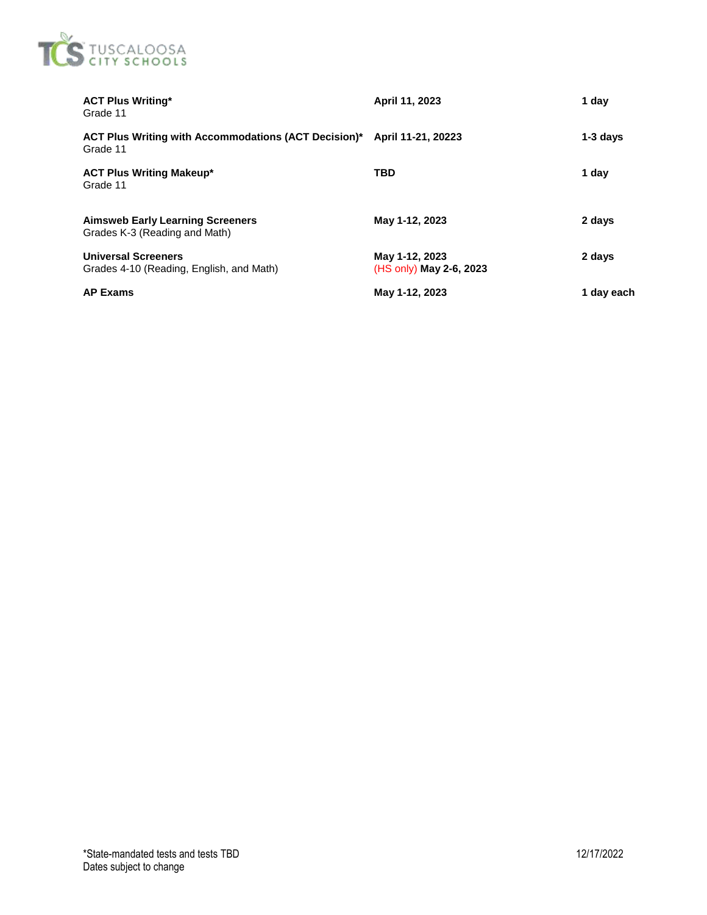| | | |
|---|---|---|
| **ACT Plus Writing***<br>Grade 11 | **April 11, 2023** | **1 day** |
| **ACT Plus Writing with Accommodations (ACT Decision)***<br>Grade 11 | **April 11-21, 20223** | **1-3 days** |
| **ACT Plus Writing Makeup***<br>Grade 11 | **TBD** | **1 day** |
| **Aimsweb Early Learning Screeners**<br>Grades K-3 (Reading and Math) | **May 1-12, 2023** | **2 days** |
| **Universal Screeners**<br>Grades 4-10 (Reading, English, and Math) | **May 1-12, 2023**<br>(HS only) **May 2-6, 2023** | **2 days** |
| **AP Exams** | **May 1-12, 2023** | **1 day each** |

*State-mandated tests and tests TBD
Dates subject to change

12/17/2022